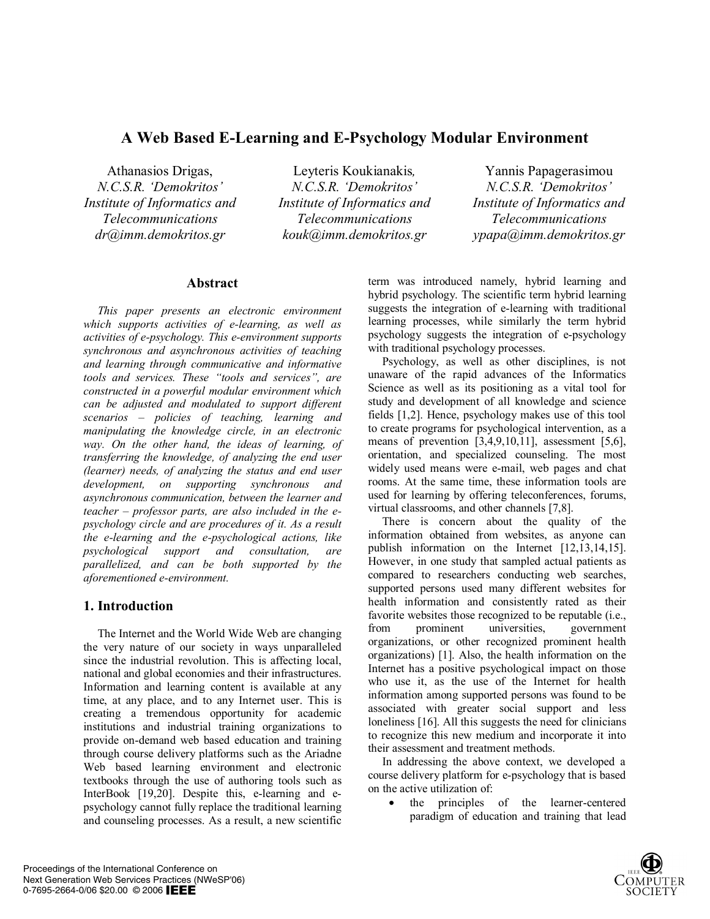# A Web Based E-Learning and E-Psychology Modular Environment

Athanasios Drigas,
*N.C.S.R. 'Demokritos' Institute of Informatics and Telecommunications*
*dr@imm.demokritos.gr*

Leyteris Koukianakis,
*N.C.S.R. 'Demokritos' Institute of Informatics and Telecommunications*
*kouk@imm.demokritos.gr*

Yannis Papagerasimou
*N.C.S.R. 'Demokritos' Institute of Informatics and Telecommunications*
*ypapa@imm.demokritos.gr*

## Abstract

*This paper presents an electronic environment which supports activities of e-learning, as well as activities of e-psychology. This e-environment supports synchronous and asynchronous activities of teaching and learning through communicative and informative tools and services. These "tools and services", are constructed in a powerful modular environment which can be adjusted and modulated to support different scenarios – policies of teaching, learning and manipulating the knowledge circle, in an electronic way. On the other hand, the ideas of learning, of transferring the knowledge, of analyzing the end user (learner) needs, of analyzing the status and end user development, on supporting synchronous and asynchronous communication, between the learner and teacher – professor parts, are also included in the e-psychology circle and are procedures of it. As a result the e-learning and the e-psychological actions, like psychological support and consultation, are parallelized, and can be both supported by the aforementioned e-environment.*

## 1. Introduction

The Internet and the World Wide Web are changing the very nature of our society in ways unparalleled since the industrial revolution. This is affecting local, national and global economies and their infrastructures. Information and learning content is available at any time, at any place, and to any Internet user. This is creating a tremendous opportunity for academic institutions and industrial training organizations to provide on-demand web based education and training through course delivery platforms such as the Ariadne Web based learning environment and electronic textbooks through the use of authoring tools such as InterBook [19,20]. Despite this, e-learning and e-psychology cannot fully replace the traditional learning and counseling processes. As a result, a new scientific term was introduced namely, hybrid learning and hybrid psychology. The scientific term hybrid learning suggests the integration of e-learning with traditional learning processes, while similarly the term hybrid psychology suggests the integration of e-psychology with traditional psychology processes.

Psychology, as well as other disciplines, is not unaware of the rapid advances of the Informatics Science as well as its positioning as a vital tool for study and development of all knowledge and science fields [1,2]. Hence, psychology makes use of this tool to create programs for psychological intervention, as a means of prevention [3,4,9,10,11], assessment [5,6], orientation, and specialized counseling. The most widely used means were e-mail, web pages and chat rooms. At the same time, these information tools are used for learning by offering teleconferences, forums, virtual classrooms, and other channels [7,8].

There is concern about the quality of the information obtained from websites, as anyone can publish information on the Internet [12,13,14,15]. However, in one study that sampled actual patients as compared to researchers conducting web searches, supported persons used many different websites for health information and consistently rated as their favorite websites those recognized to be reputable (i.e., from prominent universities, government organizations, or other recognized prominent health organizations) [1]. Also, the health information on the Internet has a positive psychological impact on those who use it, as the use of the Internet for health information among supported persons was found to be associated with greater social support and less loneliness [16]. All this suggests the need for clinicians to recognize this new medium and incorporate it into their assessment and treatment methods.

In addressing the above context, we developed a course delivery platform for e-psychology that is based on the active utilization of:

- the principles of the learner-centered paradigm of education and training that lead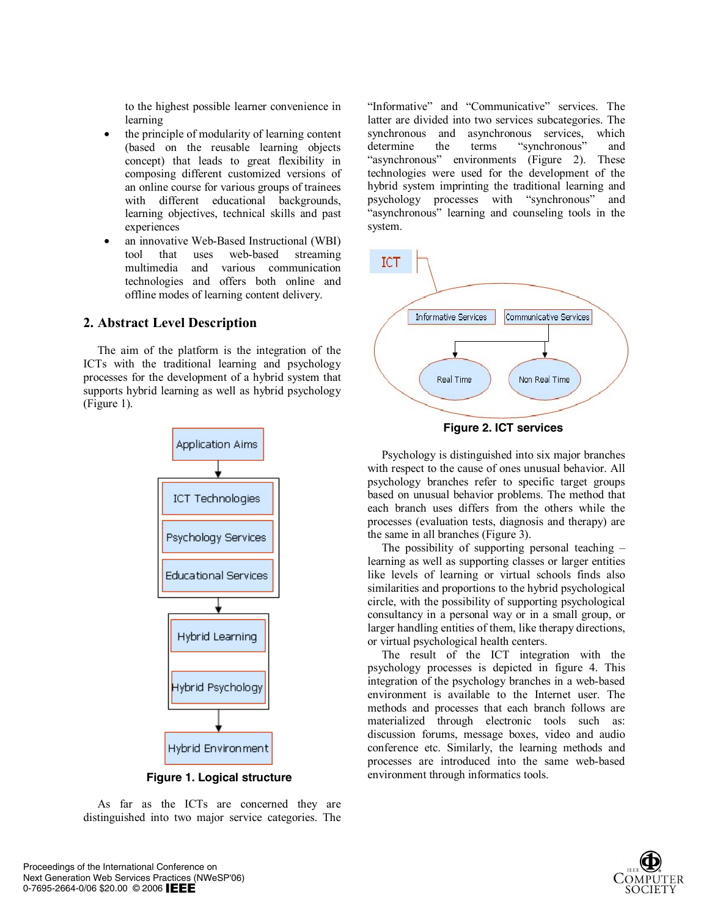to the highest possible learner convenience in learning

- the principle of modularity of learning content (based on the reusable learning objects concept) that leads to great flexibility in composing different customized versions of an online course for various groups of trainees with different educational backgrounds, learning objectives, technical skills and past experiences
- an innovative Web-Based Instructional (WBI) tool that uses web-based streaming multimedia and various communication technologies and offers both online and offline modes of learning content delivery.

## 2. Abstract Level Description

The aim of the platform is the integration of the ICTs with the traditional learning and psychology processes for the development of a hybrid system that supports hybrid learning as well as hybrid psychology (Figure 1).

Application Aims

ICT Technologies

Psychology Services

Educational Services

Hybrid Learning

Hybrid Psychology

Hybrid Environment

**Figure 1. Logical structure**

As far as the ICTs are concerned they are distinguished into two major service categories. The "Informative" and "Communicative" services. The latter are divided into two services subcategories. The synchronous and asynchronous services, which determine the terms "synchronous" and "asynchronous" environments (Figure 2). These technologies were used for the development of the hybrid system imprinting the traditional learning and psychology processes with "synchronous" and "asynchronous" learning and counseling tools in the system.

ICT

Informative Services

Communicative Services

Real Time

Non Real Time

**Figure 2. ICT services**

Psychology is distinguished into six major branches with respect to the cause of ones unusual behavior. All psychology branches refer to specific target groups based on unusual behavior problems. The method that each branch uses differs from the others while the processes (evaluation tests, diagnosis and therapy) are the same in all branches (Figure 3).

The possibility of supporting personal teaching – learning as well as supporting classes or larger entities like levels of learning or virtual schools finds also similarities and proportions to the hybrid psychological circle, with the possibility of supporting psychological consultancy in a personal way or in a small group, or larger handling entities of them, like therapy directions, or virtual psychological health centers.

The result of the ICT integration with the psychology processes is depicted in figure 4. This integration of the psychology branches in a web-based environment is available to the Internet user. The methods and processes that each branch follows are materialized through electronic tools such as: discussion forums, message boxes, video and audio conference etc. Similarly, the learning methods and processes are introduced into the same web-based environment through informatics tools.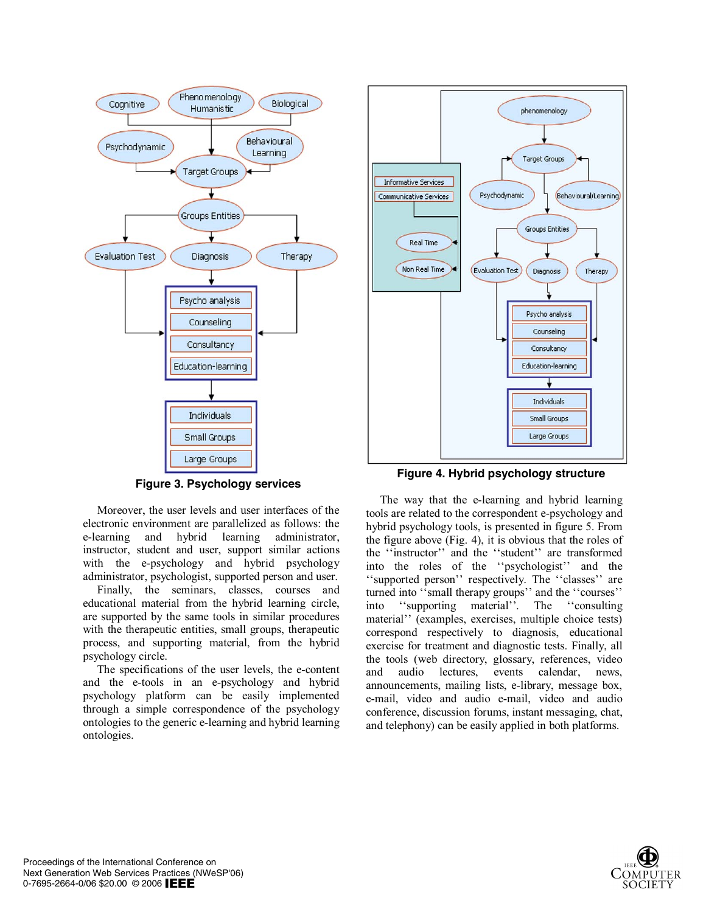Figure 3. Psychology services

Moreover, the user levels and user interfaces of the electronic environment are parallelized as follows: the e-learning and hybrid learning administrator, instructor, student and user, support similar actions with the e-psychology and hybrid psychology administrator, psychologist, supported person and user.

Finally, the seminars, classes, courses and educational material from the hybrid learning circle, are supported by the same tools in similar procedures with the therapeutic entities, small groups, therapeutic process, and supporting material, from the hybrid psychology circle.

The specifications of the user levels, the e-content and the e-tools in an e-psychology and hybrid psychology platform can be easily implemented through a simple correspondence of the psychology ontologies to the generic e-learning and hybrid learning ontologies.

Figure 4. Hybrid psychology structure

The way that the e-learning and hybrid learning tools are related to the correspondent e-psychology and hybrid psychology tools, is presented in figure 5. From the figure above (Fig. 4), it is obvious that the roles of the ''instructor'' and the ''student'' are transformed into the roles of the ''psychologist'' and the ''supported person'' respectively. The ''classes'' are turned into ''small therapy groups'' and the ''courses'' into ''supporting material''. The ''consulting material'' (examples, exercises, multiple choice tests) correspond respectively to diagnosis, educational exercise for treatment and diagnostic tests. Finally, all the tools (web directory, glossary, references, video and audio lectures, events calendar, news, announcements, mailing lists, e-library, message box, e-mail, video and audio e-mail, video and audio conference, discussion forums, instant messaging, chat, and telephony) can be easily applied in both platforms.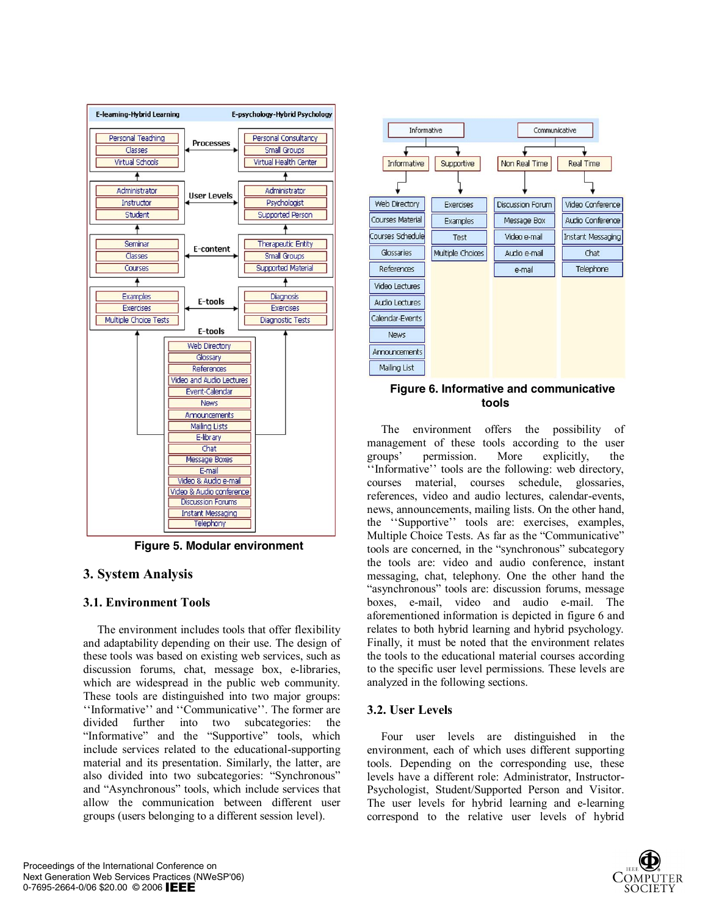Figure 5. Modular environment

## 3. System Analysis

### 3.1. Environment Tools

The environment includes tools that offer flexibility and adaptability depending on their use. The design of these tools was based on existing web services, such as discussion forums, chat, message box, e-libraries, which are widespread in the public web community. These tools are distinguished into two major groups: ‘‘Informative’’ and ‘‘Communicative’’. The former are divided further into two subcategories: the “Informative” and the “Supportive” tools, which include services related to the educational-supporting material and its presentation. Similarly, the latter, are also divided into two subcategories: “Synchronous” and “Asynchronous” tools, which include services that allow the communication between different user groups (users belonging to a different session level).

Figure 6. Informative and communicative tools

The environment offers the possibility of management of these tools according to the user groups’ permission. More explicitly, the ‘‘Informative’’ tools are the following: web directory, courses material, courses schedule, glossaries, references, video and audio lectures, calendar-events, news, announcements, mailing lists. On the other hand, the ‘‘Supportive’’ tools are: exercises, examples, Multiple Choice Tests. As far as the “Communicative” tools are concerned, in the “synchronous” subcategory the tools are: video and audio conference, instant messaging, chat, telephony. One the other hand the “asynchronous” tools are: discussion forums, message boxes, e-mail, video and audio e-mail. The aforementioned information is depicted in figure 6 and relates to both hybrid learning and hybrid psychology. Finally, it must be noted that the environment relates the tools to the educational material courses according to the specific user level permissions. These levels are analyzed in the following sections.

### 3.2. User Levels

Four user levels are distinguished in the environment, each of which uses different supporting tools. Depending on the corresponding use, these levels have a different role: Administrator, Instructor-Psychologist, Student/Supported Person and Visitor. The user levels for hybrid learning and e-learning correspond to the relative user levels of hybrid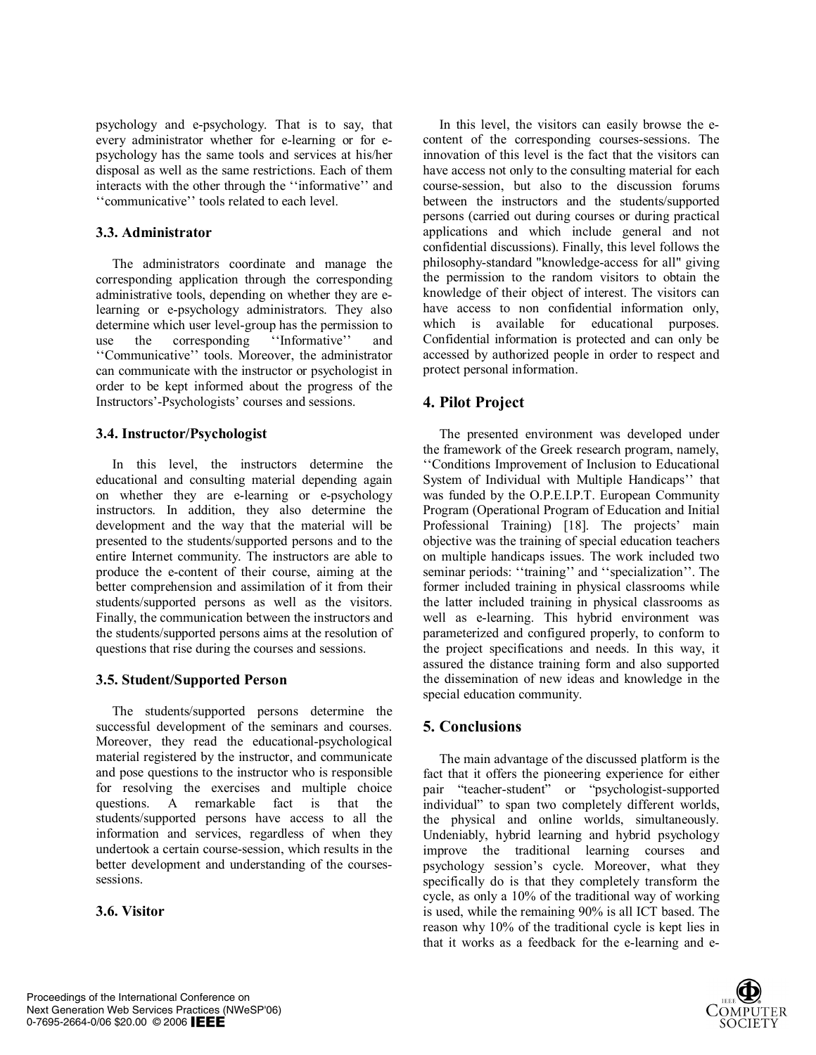psychology and e-psychology. That is to say, that every administrator whether for e-learning or for e-psychology has the same tools and services at his/her disposal as well as the same restrictions. Each of them interacts with the other through the ''informative'' and ''communicative'' tools related to each level.

### 3.3. Administrator

The administrators coordinate and manage the corresponding application through the corresponding administrative tools, depending on whether they are e-learning or e-psychology administrators. They also determine which user level-group has the permission to use the corresponding ''Informative'' and ''Communicative'' tools. Moreover, the administrator can communicate with the instructor or psychologist in order to be kept informed about the progress of the Instructors'-Psychologists' courses and sessions.

### 3.4. Instructor/Psychologist

In this level, the instructors determine the educational and consulting material depending again on whether they are e-learning or e-psychology instructors. In addition, they also determine the development and the way that the material will be presented to the students/supported persons and to the entire Internet community. The instructors are able to produce the e-content of their course, aiming at the better comprehension and assimilation of it from their students/supported persons as well as the visitors. Finally, the communication between the instructors and the students/supported persons aims at the resolution of questions that rise during the courses and sessions.

### 3.5. Student/Supported Person

The students/supported persons determine the successful development of the seminars and courses. Moreover, they read the educational-psychological material registered by the instructor, and communicate and pose questions to the instructor who is responsible for resolving the exercises and multiple choice questions. A remarkable fact is that the students/supported persons have access to all the information and services, regardless of when they undertook a certain course-session, which results in the better development and understanding of the courses-sessions.

### 3.6. Visitor

In this level, the visitors can easily browse the e-content of the corresponding courses-sessions. The innovation of this level is the fact that the visitors can have access not only to the consulting material for each course-session, but also to the discussion forums between the instructors and the students/supported persons (carried out during courses or during practical applications and which include general and not confidential discussions). Finally, this level follows the philosophy-standard "knowledge-access for all" giving the permission to the random visitors to obtain the knowledge of their object of interest. The visitors can have access to non confidential information only, which is available for educational purposes. Confidential information is protected and can only be accessed by authorized people in order to respect and protect personal information.

## 4. Pilot Project

The presented environment was developed under the framework of the Greek research program, namely, ''Conditions Improvement of Inclusion to Educational System of Individual with Multiple Handicaps'' that was funded by the O.P.E.I.P.T. European Community Program (Operational Program of Education and Initial Professional Training) [18]. The projects' main objective was the training of special education teachers on multiple handicaps issues. The work included two seminar periods: ''training'' and ''specialization''. The former included training in physical classrooms while the latter included training in physical classrooms as well as e-learning. This hybrid environment was parameterized and configured properly, to conform to the project specifications and needs. In this way, it assured the distance training form and also supported the dissemination of new ideas and knowledge in the special education community.

## 5. Conclusions

The main advantage of the discussed platform is the fact that it offers the pioneering experience for either pair "teacher-student" or "psychologist-supported individual" to span two completely different worlds, the physical and online worlds, simultaneously. Undeniably, hybrid learning and hybrid psychology improve the traditional learning courses and psychology session's cycle. Moreover, what they specifically do is that they completely transform the cycle, as only a 10% of the traditional way of working is used, while the remaining 90% is all ICT based. The reason why 10% of the traditional cycle is kept lies in that it works as a feedback for the e-learning and e-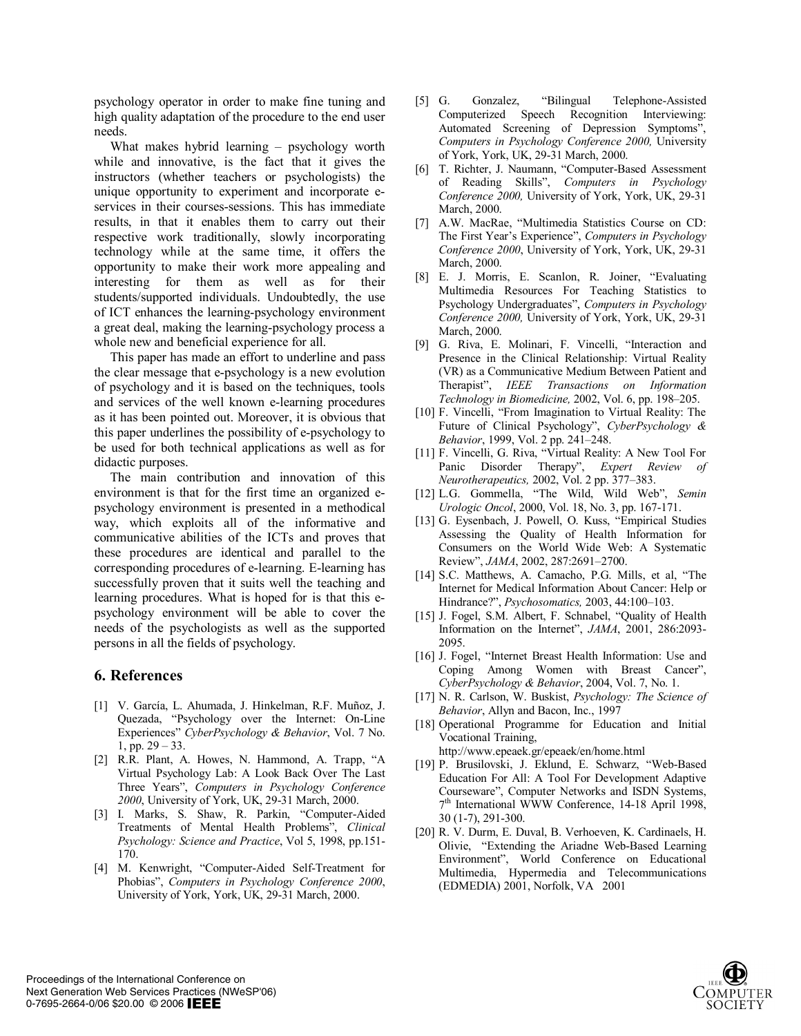psychology operator in order to make fine tuning and high quality adaptation of the procedure to the end user needs.

What makes hybrid learning – psychology worth while and innovative, is the fact that it gives the instructors (whether teachers or psychologists) the unique opportunity to experiment and incorporate e-services in their courses-sessions. This has immediate results, in that it enables them to carry out their respective work traditionally, slowly incorporating technology while at the same time, it offers the opportunity to make their work more appealing and interesting for them as well as for their students/supported individuals. Undoubtedly, the use of ICT enhances the learning-psychology environment a great deal, making the learning-psychology process a whole new and beneficial experience for all.

This paper has made an effort to underline and pass the clear message that e-psychology is a new evolution of psychology and it is based on the techniques, tools and services of the well known e-learning procedures as it has been pointed out. Moreover, it is obvious that this paper underlines the possibility of e-psychology to be used for both technical applications as well as for didactic purposes.

The main contribution and innovation of this environment is that for the first time an organized e-psychology environment is presented in a methodical way, which exploits all of the informative and communicative abilities of the ICTs and proves that these procedures are identical and parallel to the corresponding procedures of e-learning. E-learning has successfully proven that it suits well the teaching and learning procedures. What is hoped for is that this e-psychology environment will be able to cover the needs of the psychologists as well as the supported persons in all the fields of psychology.

## 6. References

[1] V. García, L. Ahumada, J. Hinkelman, R.F. Muñoz, J. Quezada, "Psychology over the Internet: On-Line Experiences" *CyberPsychology & Behavior*, Vol. 7 No. 1, pp. 29 – 33.

[2] R.R. Plant, A. Howes, N. Hammond, A. Trapp, "A Virtual Psychology Lab: A Look Back Over The Last Three Years", *Computers in Psychology Conference 2000*, University of York, UK, 29-31 March, 2000.

[3] I. Marks, S. Shaw, R. Parkin, "Computer-Aided Treatments of Mental Health Problems", *Clinical Psychology: Science and Practice*, Vol 5, 1998, pp.151-170.

[4] M. Kenwright, "Computer-Aided Self-Treatment for Phobias", *Computers in Psychology Conference 2000*, University of York, York, UK, 29-31 March, 2000.

[5] G. Gonzalez, "Bilingual Telephone-Assisted Computerized Speech Recognition Interviewing: Automated Screening of Depression Symptoms", *Computers in Psychology Conference 2000,* University of York, York, UK, 29-31 March, 2000.

[6] T. Richter, J. Naumann, "Computer-Based Assessment of Reading Skills", *Computers in Psychology Conference 2000,* University of York, York, UK, 29-31 March, 2000.

[7] A.W. MacRae, "Multimedia Statistics Course on CD: The First Year's Experience", *Computers in Psychology Conference 2000*, University of York, York, UK, 29-31 March, 2000.

[8] E. J. Morris, E. Scanlon, R. Joiner, "Evaluating Multimedia Resources For Teaching Statistics to Psychology Undergraduates", *Computers in Psychology Conference 2000,* University of York, York, UK, 29-31 March, 2000.

[9] G. Riva, E. Molinari, F. Vincelli, "Interaction and Presence in the Clinical Relationship: Virtual Reality (VR) as a Communicative Medium Between Patient and Therapist", *IEEE Transactions on Information Technology in Biomedicine,* 2002, Vol. 6, pp. 198–205.

[10] F. Vincelli, "From Imagination to Virtual Reality: The Future of Clinical Psychology", *CyberPsychology & Behavior*, 1999, Vol. 2 pp. 241–248.

[11] F. Vincelli, G. Riva, "Virtual Reality: A New Tool For Panic Disorder Therapy", *Expert Review of Neurotherapeutics,* 2002, Vol. 2 pp. 377–383.

[12] L.G. Gommella, "The Wild, Wild Web", *Semin Urologic Oncol*, 2000, Vol. 18, No. 3, pp. 167-171.

[13] G. Eysenbach, J. Powell, O. Kuss, "Empirical Studies Assessing the Quality of Health Information for Consumers on the World Wide Web: A Systematic Review", *JAMA*, 2002, 287:2691–2700.

[14] S.C. Matthews, A. Camacho, P.G. Mills, et al, "The Internet for Medical Information About Cancer: Help or Hindrance?", *Psychosomatics,* 2003, 44:100–103.

[15] J. Fogel, S.M. Albert, F. Schnabel, "Quality of Health Information on the Internet", *JAMA*, 2001, 286:2093-2095.

[16] J. Fogel, "Internet Breast Health Information: Use and Coping Among Women with Breast Cancer", *CyberPsychology & Behavior*, 2004, Vol. 7, No. 1.

[17] N. R. Carlson, W. Buskist, *Psychology: The Science of Behavior*, Allyn and Bacon, Inc., 1997

[18] Operational Programme for Education and Initial Vocational Training, http://www.epeaek.gr/epeaek/en/home.html

[19] P. Brusilovski, J. Eklund, E. Schwarz, "Web-Based Education For All: A Tool For Development Adaptive Courseware", Computer Networks and ISDN Systems, 7th International WWW Conference, 14-18 April 1998, 30 (1-7), 291-300.

[20] R. V. Durm, E. Duval, B. Verhoeven, K. Cardinaels, H. Olivie, "Extending the Ariadne Web-Based Learning Environment", World Conference on Educational Multimedia, Hypermedia and Telecommunications (EDMEDIA) 2001, Norfolk, VA 2001